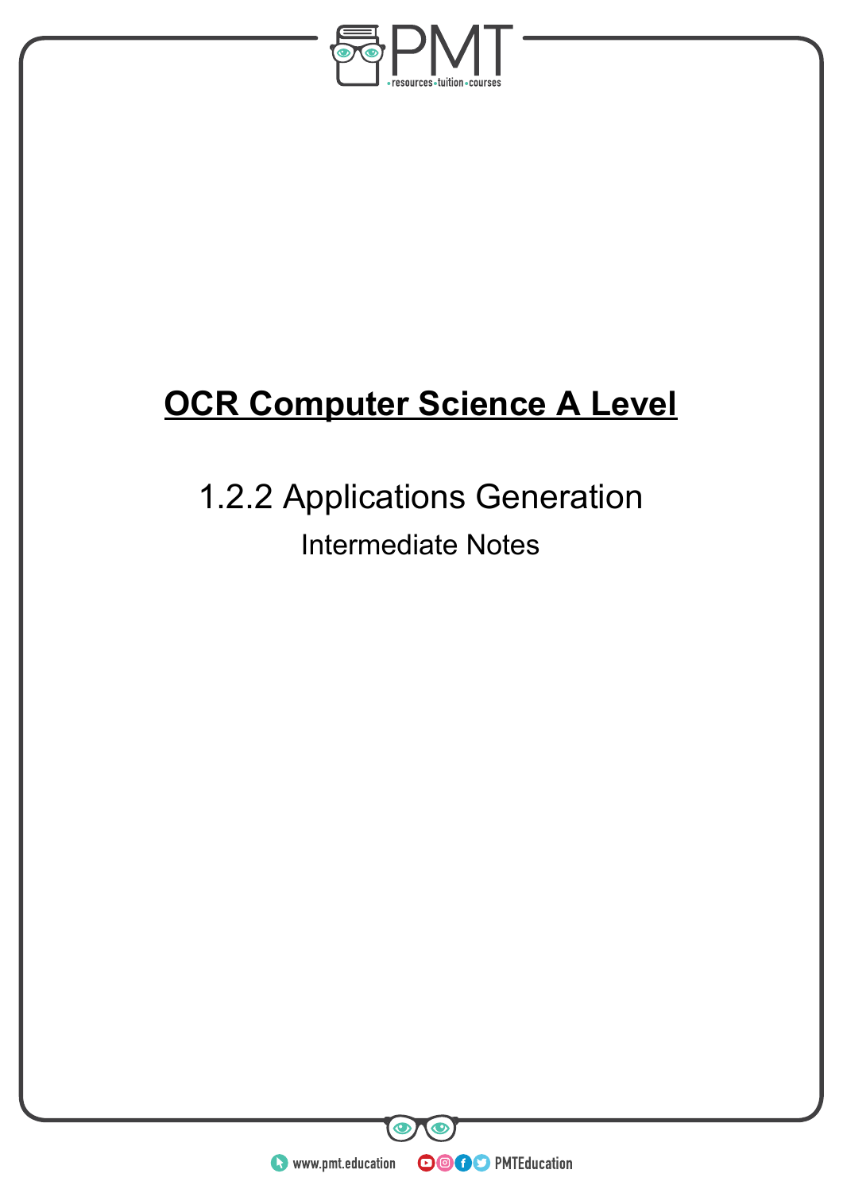# OCR Computer Science A Level

## 1.2.2 Applications Generation

Intermediate Notes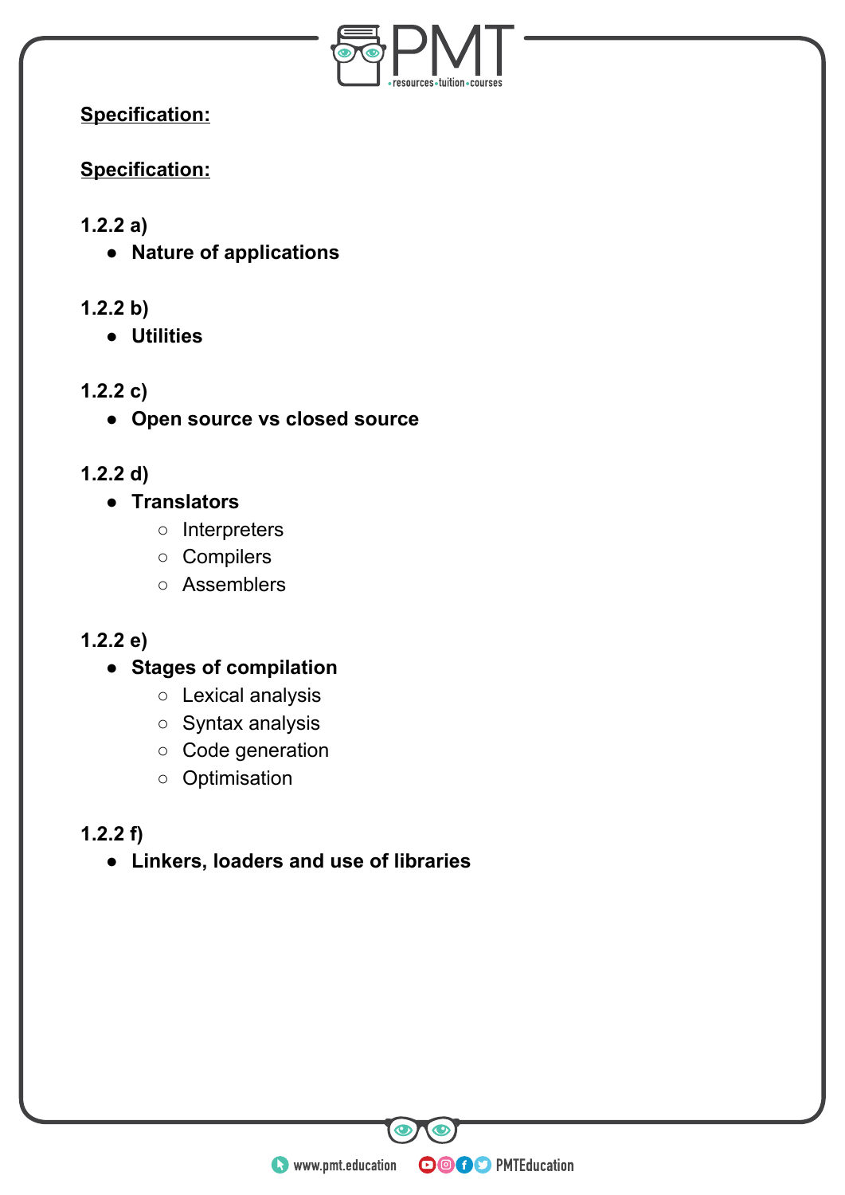**Specification:**

**Specification:**

**1.2.2 a)**

- **Nature of applications**

**1.2.2 b)**

- **Utilities**

**1.2.2 c)**

- **Open source vs closed source**

**1.2.2 d)**

- **Translators**
    - Interpreters
    - Compilers
    - Assemblers

**1.2.2 e)**

- **Stages of compilation**
    - Lexical analysis
    - Syntax analysis
    - Code generation
    - Optimisation

**1.2.2 f)**

- **Linkers, loaders and use of libraries**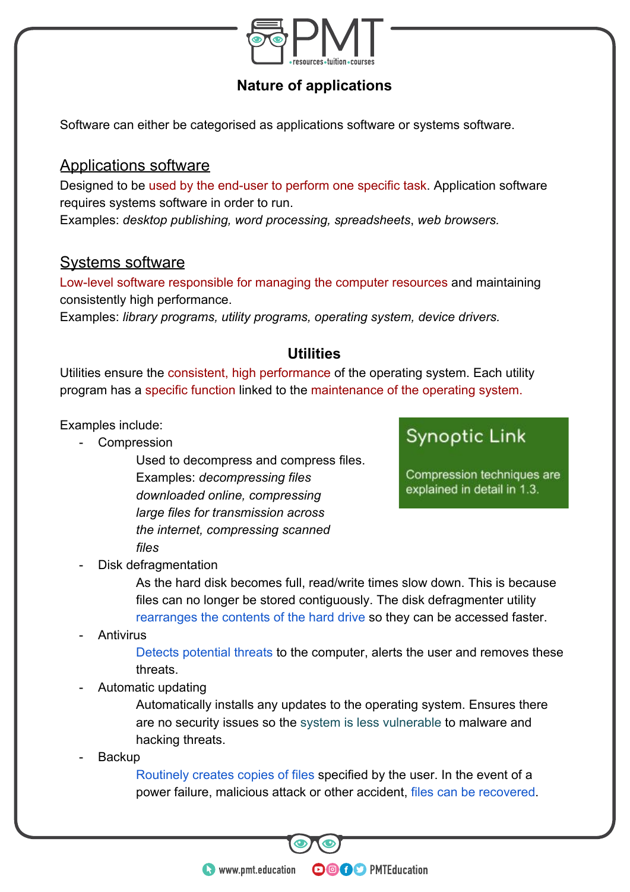## Nature of applications

Software can either be categorised as applications software or systems software.

### Applications software

Designed to be used by the end-user to perform one specific task. Application software requires systems software in order to run.

Examples: *desktop publishing, word processing, spreadsheets*, *web browsers.*

### Systems software

Low-level software responsible for managing the computer resources and maintaining consistently high performance.

Examples: *library programs, utility programs, operating system, device drivers.*

## Utilities

Utilities ensure the consistent, high performance of the operating system. Each utility program has a specific function linked to the maintenance of the operating system.

> **Synoptic Link**
>
> Compression techniques are explained in detail in 1.3.

Examples include:

- Compression
  Used to decompress and compress files. Examples: *decompressing files downloaded online, compressing large files for transmission across the internet, compressing scanned files*
- Disk defragmentation
  As the hard disk becomes full, read/write times slow down. This is because files can no longer be stored contiguously. The disk defragmenter utility rearranges the contents of the hard drive so they can be accessed faster.
- Antivirus
  Detects potential threats to the computer, alerts the user and removes these threats.
- Automatic updating
  Automatically installs any updates to the operating system. Ensures there are no security issues so the system is less vulnerable to malware and hacking threats.
- Backup
  Routinely creates copies of files specified by the user. In the event of a power failure, malicious attack or other accident, files can be recovered.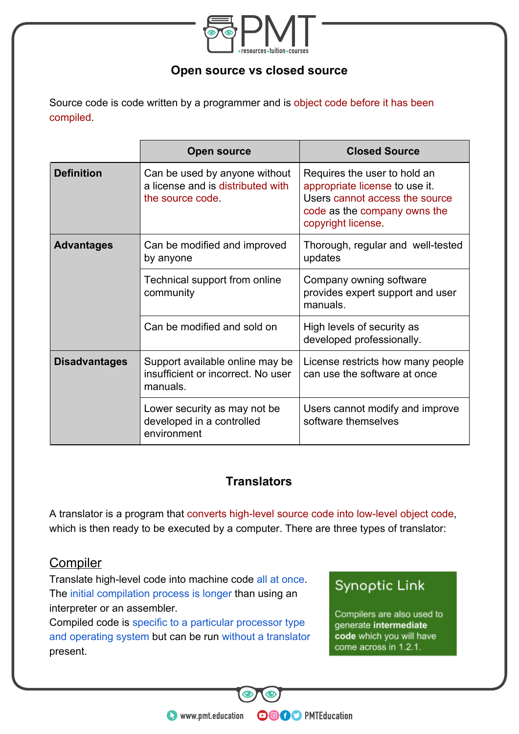## Open source vs closed source

Source code is code written by a programmer and is object code before it has been compiled.

| | Open source | Closed Source |
|---|---|---|
| **Definition** | Can be used by anyone without a license and is distributed with the source code. | Requires the user to hold an appropriate license to use it. Users cannot access the source code as the company owns the copyright license. |
| **Advantages** | Can be modified and improved by anyone | Thorough, regular and well-tested updates |
| | Technical support from online community | Company owning software provides expert support and user manuals. |
| | Can be modified and sold on | High levels of security as developed professionally. |
| **Disadvantages** | Support available online may be insufficient or incorrect. No user manuals. | License restricts how many people can use the software at once |
| | Lower security as may not be developed in a controlled environment | Users cannot modify and improve software themselves |

## Translators

A translator is a program that converts high-level source code into low-level object code, which is then ready to be executed by a computer. There are three types of translator:

### Compiler

Translate high-level code into machine code all at once. The initial compilation process is longer than using an interpreter or an assembler.
Compiled code is specific to a particular processor type and operating system but can be run without a translator present.

> **Synoptic Link**
> Compilers are also used to generate **intermediate code** which you will have come across in 1.2.1.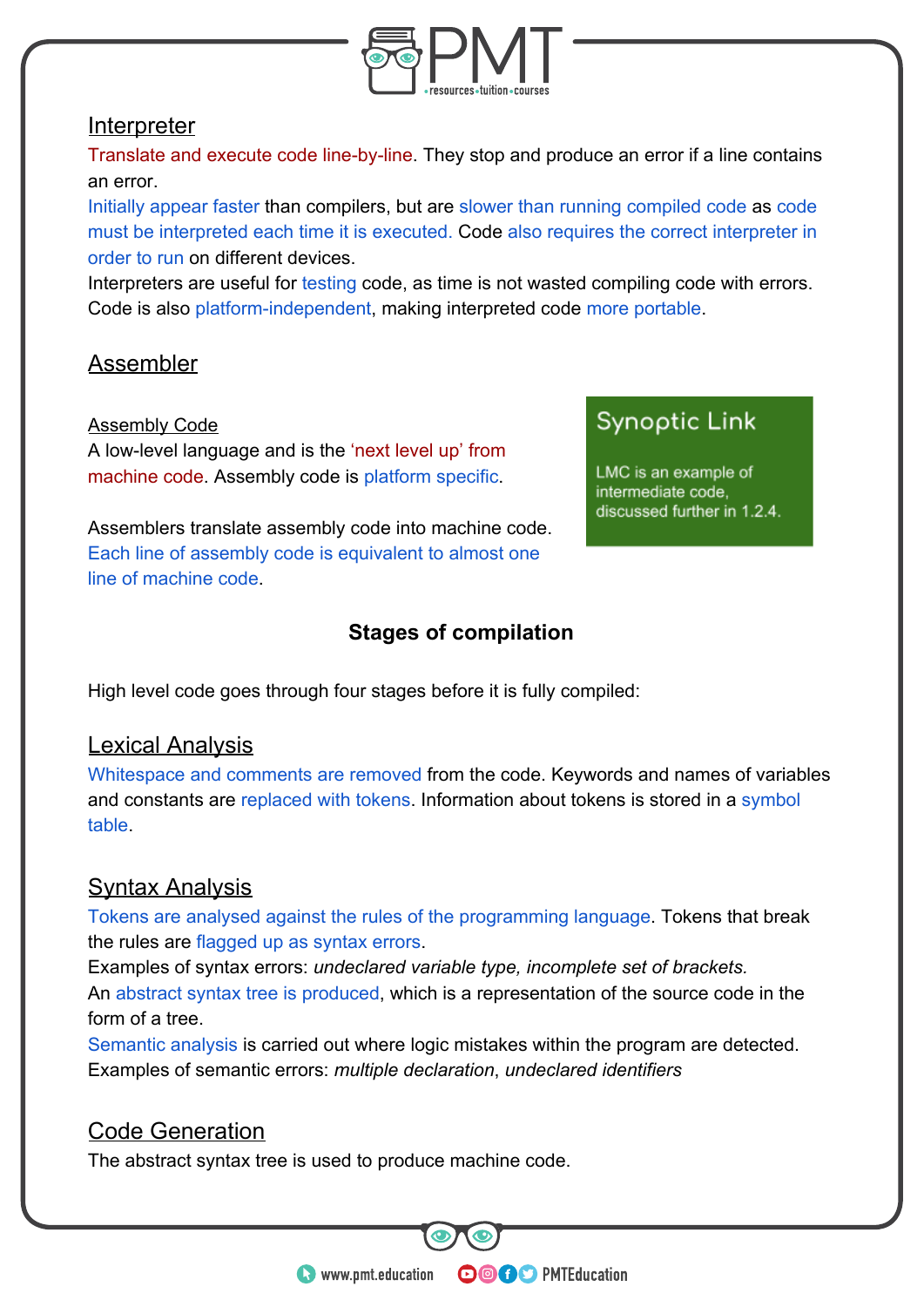## Interpreter

Translate and execute code line-by-line. They stop and produce an error if a line contains an error.

Initially appear faster than compilers, but are slower than running compiled code as code must be interpreted each time it is executed. Code also requires the correct interpreter in order to run on different devices.

Interpreters are useful for testing code, as time is not wasted compiling code with errors. Code is also platform-independent, making interpreted code more portable.

## Assembler

### Assembly Code

A low-level language and is the 'next level up' from machine code. Assembly code is platform specific.

Assemblers translate assembly code into machine code. Each line of assembly code is equivalent to almost one line of machine code.

> **Synoptic Link**
>
> LMC is an example of intermediate code, discussed further in 1.2.4.

### Stages of compilation

High level code goes through four stages before it is fully compiled:

## Lexical Analysis

Whitespace and comments are removed from the code. Keywords and names of variables and constants are replaced with tokens. Information about tokens is stored in a symbol table.

## Syntax Analysis

Tokens are analysed against the rules of the programming language. Tokens that break the rules are flagged up as syntax errors.

Examples of syntax errors: *undeclared variable type, incomplete set of brackets.*

An abstract syntax tree is produced, which is a representation of the source code in the form of a tree.

Semantic analysis is carried out where logic mistakes within the program are detected. Examples of semantic errors: *multiple declaration*, *undeclared identifiers*

## Code Generation

The abstract syntax tree is used to produce machine code.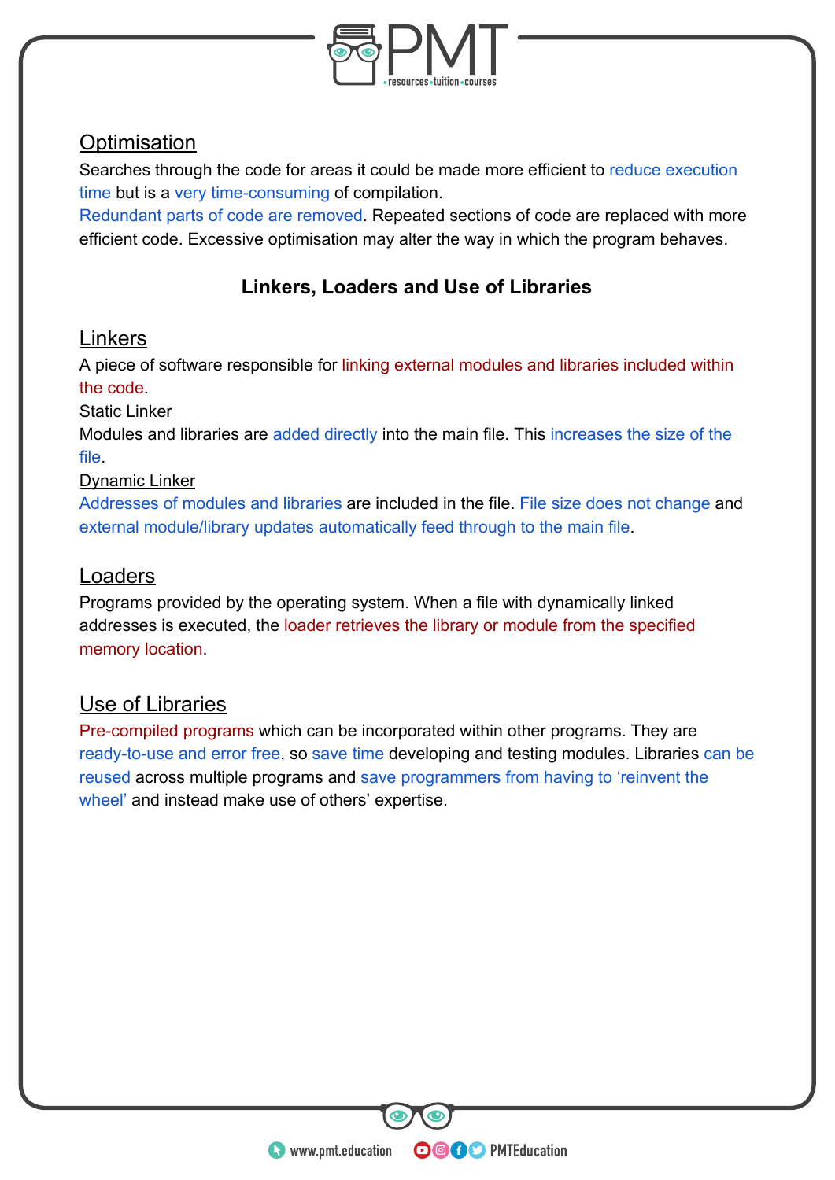## Optimisation

Searches through the code for areas it could be made more efficient to reduce execution time but is a very time-consuming of compilation.
Redundant parts of code are removed. Repeated sections of code are replaced with more efficient code. Excessive optimisation may alter the way in which the program behaves.

### Linkers, Loaders and Use of Libraries

## Linkers

A piece of software responsible for linking external modules and libraries included within the code.

### Static Linker

Modules and libraries are added directly into the main file. This increases the size of the file.

### Dynamic Linker

Addresses of modules and libraries are included in the file. File size does not change and external module/library updates automatically feed through to the main file.

## Loaders

Programs provided by the operating system. When a file with dynamically linked addresses is executed, the loader retrieves the library or module from the specified memory location.

## Use of Libraries

Pre-compiled programs which can be incorporated within other programs. They are ready-to-use and error free, so save time developing and testing modules. Libraries can be reused across multiple programs and save programmers from having to 'reinvent the wheel' and instead make use of others' expertise.